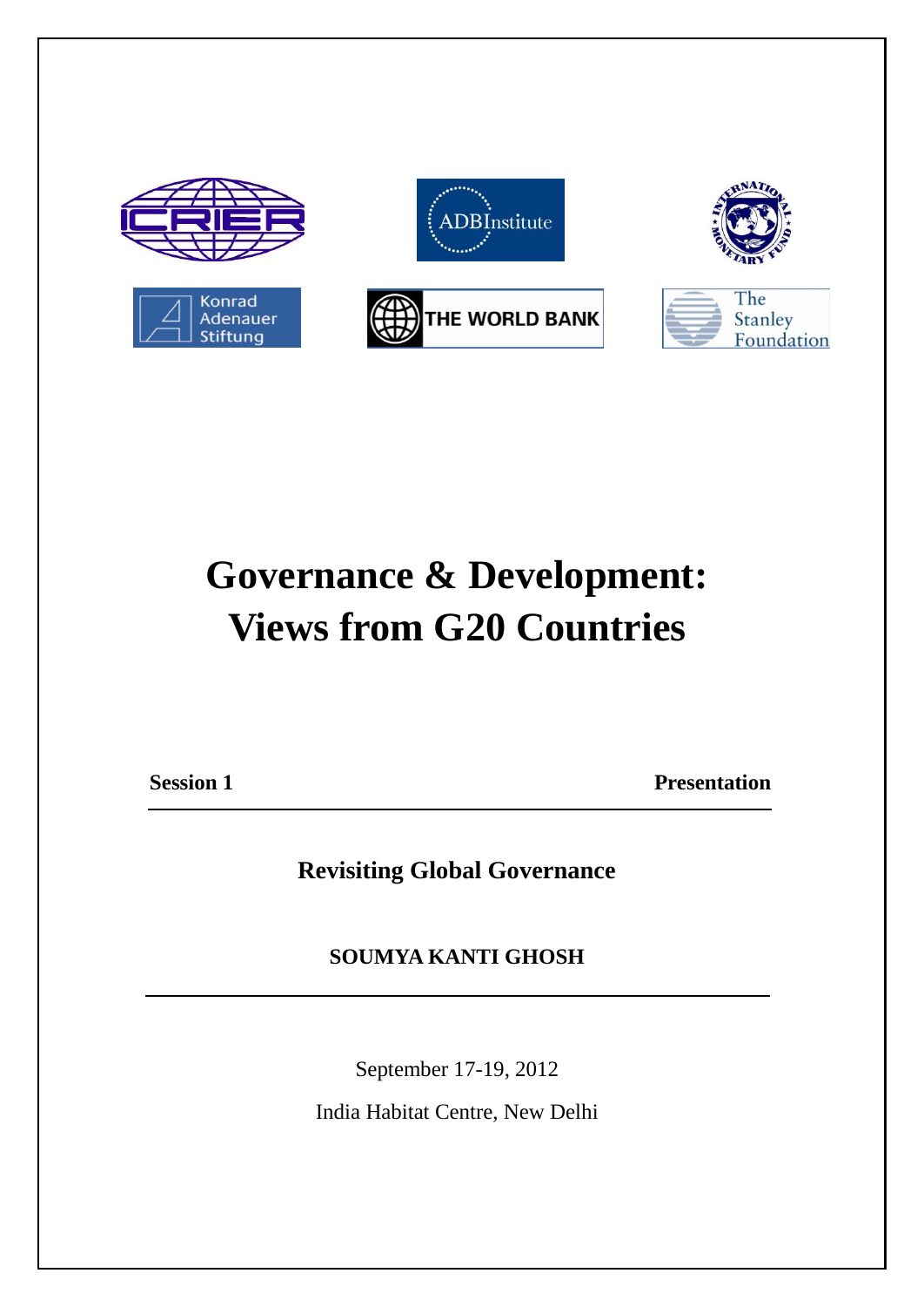# Governance & Development: Views from G20 Countries

**Session 1** **Presentation**

## Revisiting Global Governance

**SOUMYA KANTI GHOSH**

September 17-19, 2012

India Habitat Centre, New Delhi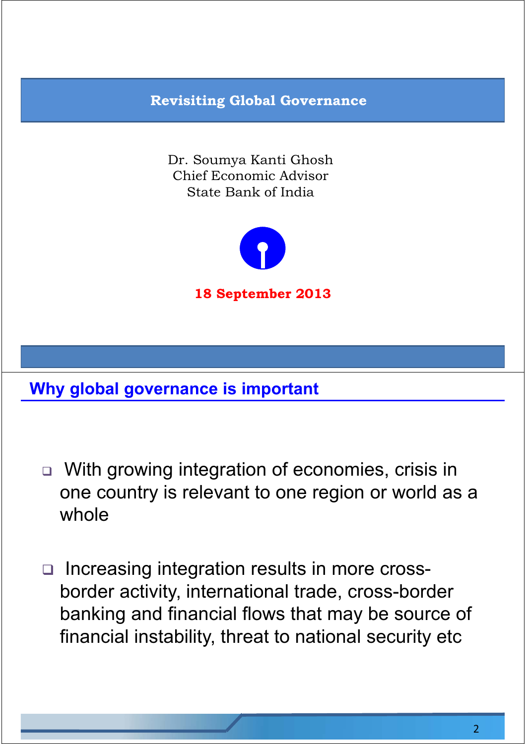# Revisiting Global Governance

Dr. Soumya Kanti Ghosh
Chief Economic Advisor
State Bank of India

**18 September 2013**

## Why global governance is important

- With growing integration of economies, crisis in one country is relevant to one region or world as a whole
- Increasing integration results in more cross-border activity, international trade, cross-border banking and financial flows that may be source of financial instability, threat to national security etc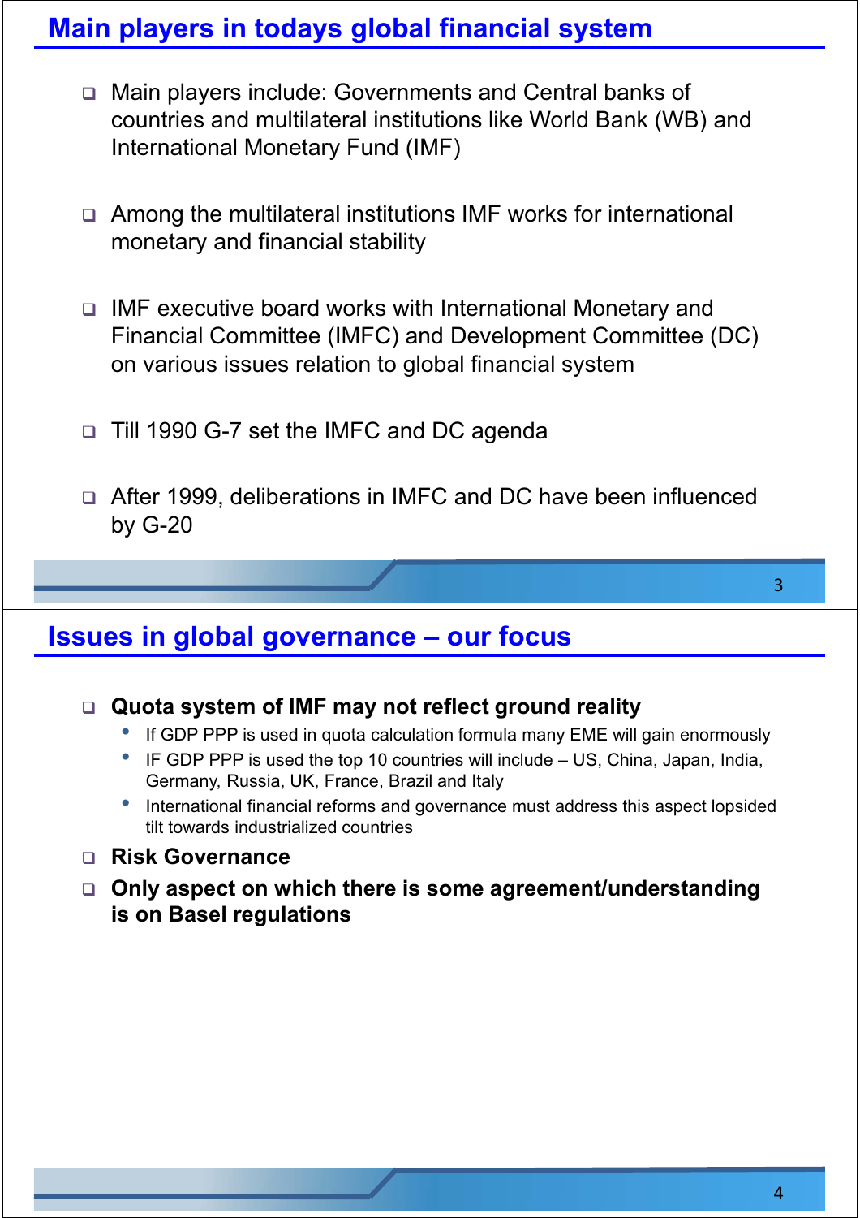## Main players in todays global financial system

- Main players include: Governments and Central banks of countries and multilateral institutions like World Bank (WB) and International Monetary Fund (IMF)

- Among the multilateral institutions IMF works for international monetary and financial stability

- IMF executive board works with International Monetary and Financial Committee (IMFC) and Development Committee (DC) on various issues relation to global financial system

- Till 1990 G-7 set the IMFC and DC agenda

- After 1999, deliberations in IMFC and DC have been influenced by G-20

## Issues in global governance – our focus

- **Quota system of IMF may not reflect ground reality**
  - If GDP PPP is used in quota calculation formula many EME will gain enormously
  - IF GDP PPP is used the top 10 countries will include – US, China, Japan, India, Germany, Russia, UK, France, Brazil and Italy
  - International financial reforms and governance must address this aspect lopsided tilt towards industrialized countries
- **Risk Governance**
- **Only aspect on which there is some agreement/understanding is on Basel regulations**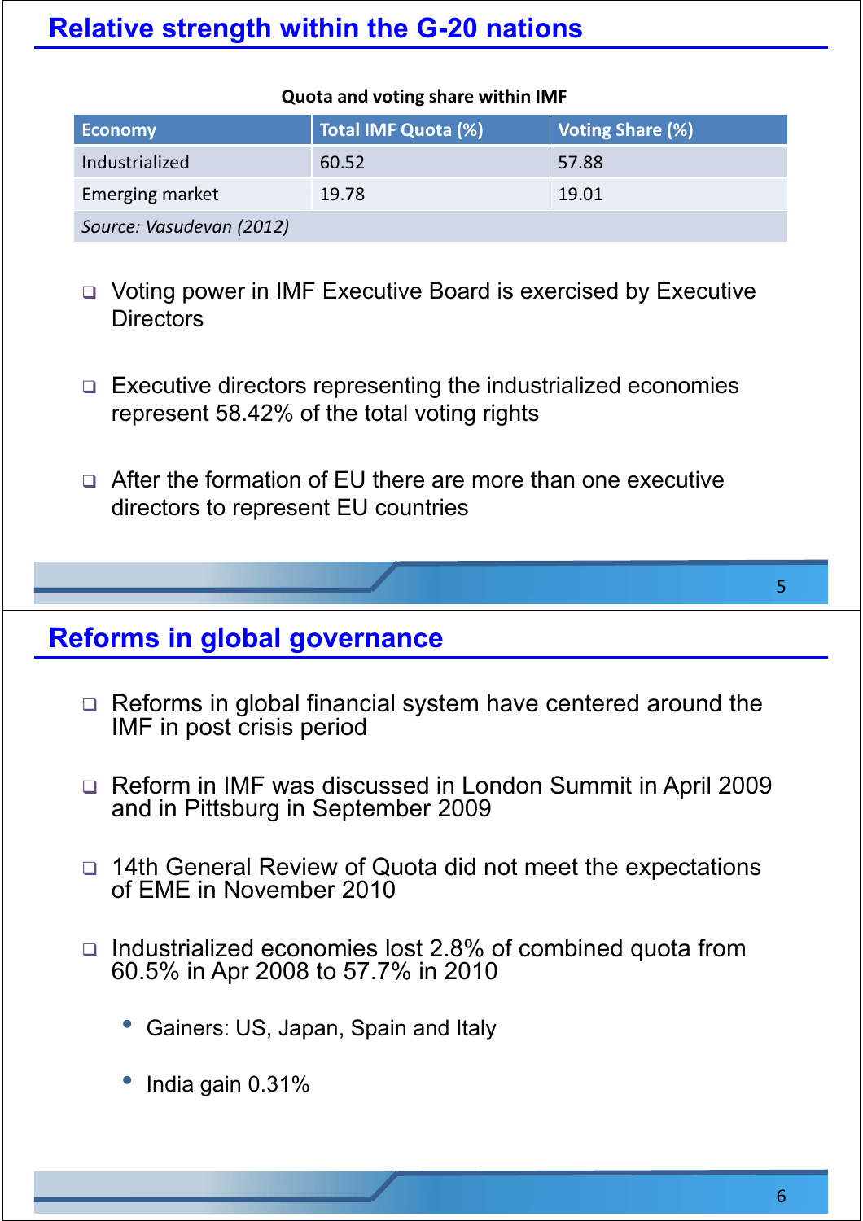## Relative strength within the G-20 nations

**Quota and voting share within IMF**

| Economy | Total IMF Quota (%) | Voting Share (%) |
|---|---|---|
| Industrialized | 60.52 | 57.88 |
| Emerging market | 19.78 | 19.01 |
| *Source: Vasudevan (2012)* | | |

- Voting power in IMF Executive Board is exercised by Executive Directors
- Executive directors representing the industrialized economies represent 58.42% of the total voting rights
- After the formation of EU there are more than one executive directors to represent EU countries

## Reforms in global governance

- Reforms in global financial system have centered around the IMF in post crisis period
- Reform in IMF was discussed in London Summit in April 2009 and in Pittsburg in September 2009
- 14th General Review of Quota did not meet the expectations of EME in November 2010
- Industrialized economies lost 2.8% of combined quota from 60.5% in Apr 2008 to 57.7% in 2010
  - Gainers: US, Japan, Spain and Italy
  - India gain 0.31%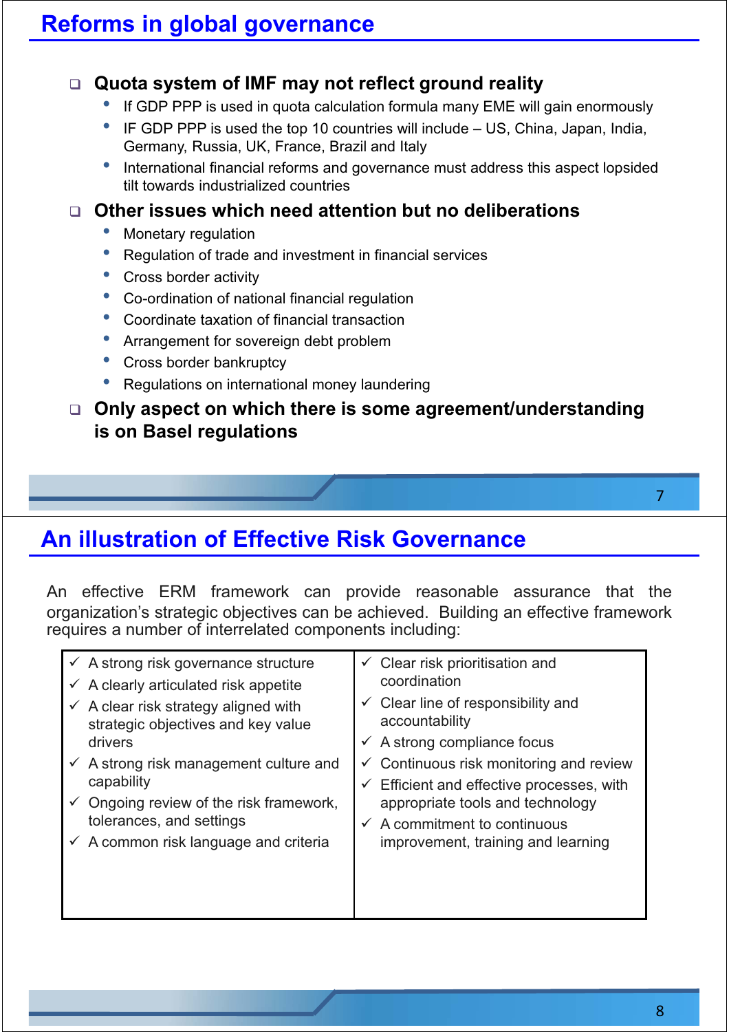## Reforms in global governance

- **Quota system of IMF may not reflect ground reality**
  - If GDP PPP is used in quota calculation formula many EME will gain enormously
  - IF GDP PPP is used the top 10 countries will include – US, China, Japan, India, Germany, Russia, UK, France, Brazil and Italy
  - International financial reforms and governance must address this aspect lopsided tilt towards industrialized countries
- **Other issues which need attention but no deliberations**
  - Monetary regulation
  - Regulation of trade and investment in financial services
  - Cross border activity
  - Co-ordination of national financial regulation
  - Coordinate taxation of financial transaction
  - Arrangement for sovereign debt problem
  - Cross border bankruptcy
  - Regulations on international money laundering
- **Only aspect on which there is some agreement/understanding is on Basel regulations**

## An illustration of Effective Risk Governance

An effective ERM framework can provide reasonable assurance that the organization's strategic objectives can be achieved. Building an effective framework requires a number of interrelated components including:

| | |
|---|---|
| ✓ A strong risk governance structure<br>✓ A clearly articulated risk appetite<br>✓ A clear risk strategy aligned with strategic objectives and key value drivers<br>✓ A strong risk management culture and capability<br>✓ Ongoing review of the risk framework, tolerances, and settings<br>✓ A common risk language and criteria | ✓ Clear risk prioritisation and coordination<br>✓ Clear line of responsibility and accountability<br>✓ A strong compliance focus<br>✓ Continuous risk monitoring and review<br>✓ Efficient and effective processes, with appropriate tools and technology<br>✓ A commitment to continuous improvement, training and learning |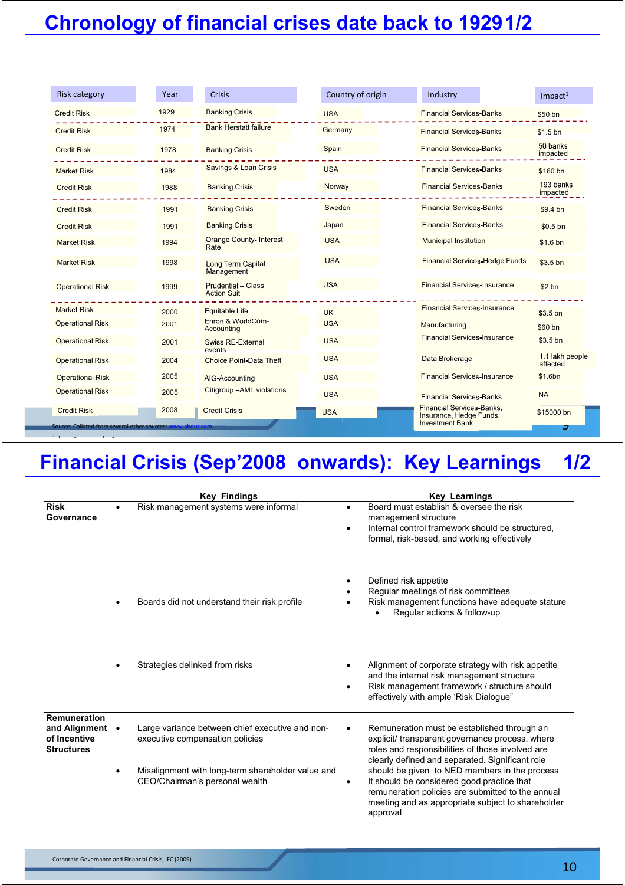# Chronology of financial crises date back to 1929 1/2

| Risk category | Year | Crisis | Country of origin | Industry | Impact[1] |
|---|---|---|---|---|---|
| Credit Risk | 1929 | Banking Crisis | USA | Financial Services-Banks | $50 bn |
| Credit Risk | 1974 | Bank Herstatt failure | Germany | Financial Services-Banks | $1.5 bn |
| Credit Risk | 1978 | Banking Crisis | Spain | Financial Services-Banks | 50 banks impacted |
| Market Risk | 1984 | Savings & Loan Crisis | USA | Financial Services-Banks | $160 bn |
| Credit Risk | 1988 | Banking Crisis | Norway | Financial Services-Banks | 193 banks impacted |
| Credit Risk | 1991 | Banking Crisis | Sweden | Financial Services-Banks | $9.4 bn |
| Credit Risk | 1991 | Banking Crisis | Japan | Financial Services-Banks | $0.5 bn |
| Market Risk | 1994 | Orange County- Interest Rate | USA | Municipal Institution | $1.6 bn |
| Market Risk | 1998 | Long Term Capital Management | USA | Financial Services-Hedge Funds | $3.5 bn |
| Operational Risk | 1999 | Prudential – Class Action Suit | USA | Financial Services-Insurance | $2 bn |
| Market Risk | 2000 | Equitable Life | UK | Financial Services-Insurance | $3.5 bn |
| Operational Risk | 2001 | Enron & WorldCom-Accounting | USA | Manufacturing | $60 bn |
| Operational Risk | 2001 | Swiss RE-External events | USA | Financial Services-Insurance | $3.5 bn |
| Operational Risk | 2004 | Choice Point-Data Theft | USA | Data Brokerage | 1.1 lakh people affected |
| Operational Risk | 2005 | AIG-Accounting | USA | Financial Services-Insurance | $1.6bn |
| Operational Risk | 2005 | Citigroup –AML violations | USA | Financial Services-Banks | NA |
| Credit Risk | 2008 | Credit Crisis | USA | Financial Services-Banks, Insurance, Hedge Funds, Investment Bank | $15000 bn |

Source: Collated from several other sources: www.about.com

# Financial Crisis (Sep'2008 onwards): Key Learnings 1/2

| | Key Findings | Key Learnings |
|---|---|---|
| **Risk Governance** | • Risk management systems were informal | • Board must establish & oversee the risk management structure<br>• Internal control framework should be structured, formal, risk-based, and working effectively |
| | • Boards did not understand their risk profile | • Defined risk appetite<br>• Regular meetings of risk committees<br>• Risk management functions have adequate stature<br>  • Regular actions & follow-up |
| | • Strategies delinked from risks | • Alignment of corporate strategy with risk appetite and the internal risk management structure<br>• Risk management framework / structure should effectively with ample 'Risk Dialogue" |
| **Remuneration and Alignment of Incentive Structures** | • Large variance between chief executive and non-executive compensation policies<br>• Misalignment with long-term shareholder value and CEO/Chairman's personal wealth | • Remuneration must be established through an explicit/ transparent governance process, where roles and responsibilities of those involved are clearly defined and separated. Significant role should be given to NED members in the process<br>• It should be considered good practice that remuneration policies are submitted to the annual meeting and as appropriate subject to shareholder approval |

Corporate Governance and Financial Crisis, IFC (2009)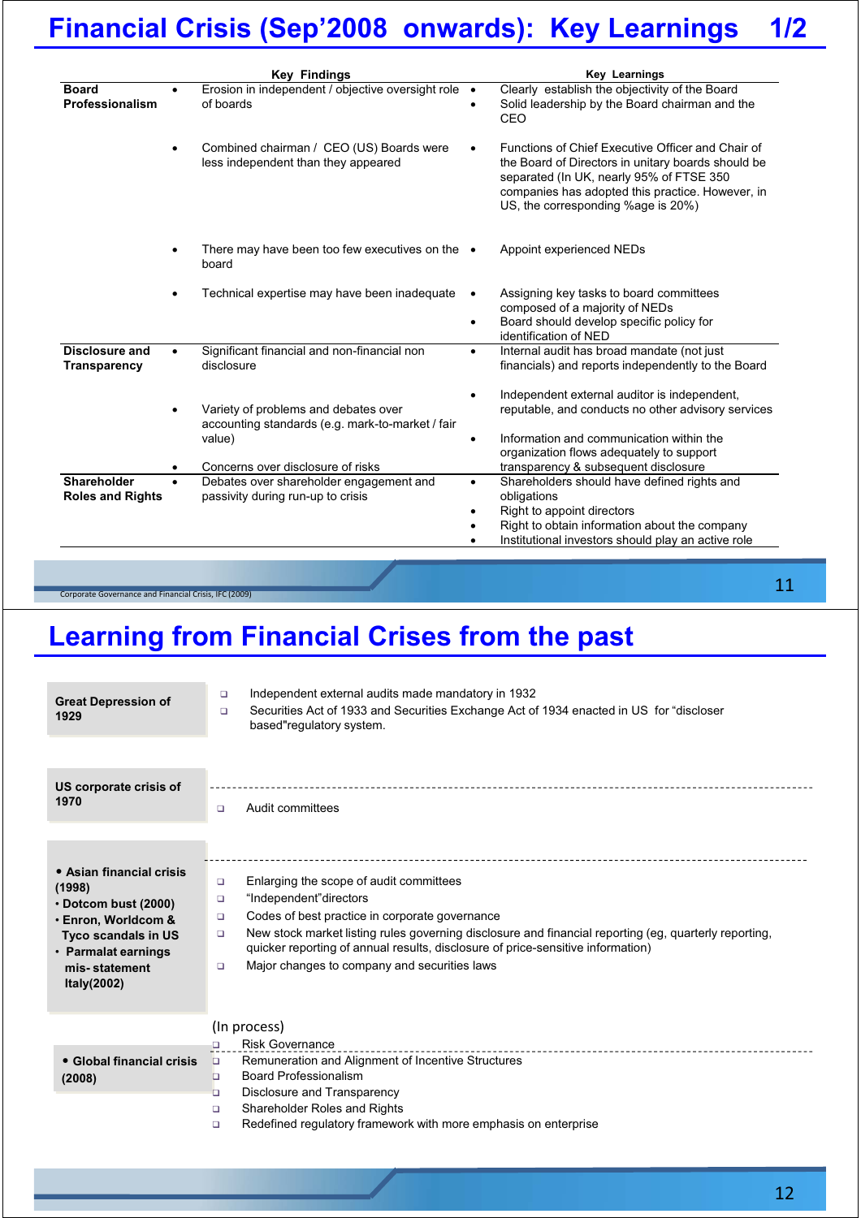# Financial Crisis (Sep'2008 onwards): Key Learnings 1/2

| | Key Findings | Key Learnings |
|---|---|---|
| **Board Professionalism** | • Erosion in independent / objective oversight role of boards | • Clearly establish the objectivity of the Board<br>• Solid leadership by the Board chairman and the CEO |
| | • Combined chairman / CEO (US) Boards were less independent than they appeared | • Functions of Chief Executive Officer and Chair of the Board of Directors in unitary boards should be separated (In UK, nearly 95% of FTSE 350 companies has adopted this practice. However, in US, the corresponding %age is 20%) |
| | • There may have been too few executives on the board | • Appoint experienced NEDs |
| | • Technical expertise may have been inadequate | • Assigning key tasks to board committees composed of a majority of NEDs<br>• Board should develop specific policy for identification of NED |
| **Disclosure and Transparency** | • Significant financial and non-financial non disclosure | • Internal audit has broad mandate (not just financials) and reports independently to the Board |
| | • Variety of problems and debates over accounting standards (e.g. mark-to-market / fair value) | • Independent external auditor is independent, reputable, and conducts no other advisory services |
| | • Concerns over disclosure of risks | • Information and communication within the organization flows adequately to support transparency & subsequent disclosure |
| **Shareholder Roles and Rights** | • Debates over shareholder engagement and passivity during run-up to crisis | • Shareholders should have defined rights and obligations<br>• Right to appoint directors<br>• Right to obtain information about the company<br>• Institutional investors should play an active role |

Corporate Governance and Financial Crisis, IFC (2009)

# Learning from Financial Crises from the past

**Great Depression of 1929**

- Independent external audits made mandatory in 1932
- Securities Act of 1933 and Securities Exchange Act of 1934 enacted in US for "discloser based"regulatory system.

**US corporate crisis of 1970**

- Audit committees

**• Asian financial crisis (1998)**
**• Dotcom bust (2000)**
**• Enron, Worldcom & Tyco scandals in US**
**• Parmalat earnings mis- statement Italy(2002)**

- Enlarging the scope of audit committees
- "Independent"directors
- Codes of best practice in corporate governance
- New stock market listing rules governing disclosure and financial reporting (eg, quarterly reporting, quicker reporting of annual results, disclosure of price-sensitive information)
- Major changes to company and securities laws

**• Global financial crisis (2008)**

(In process)

- Risk Governance
- Remuneration and Alignment of Incentive Structures
- Board Professionalism
- Disclosure and Transparency
- Shareholder Roles and Rights
- Redefined regulatory framework with more emphasis on enterprise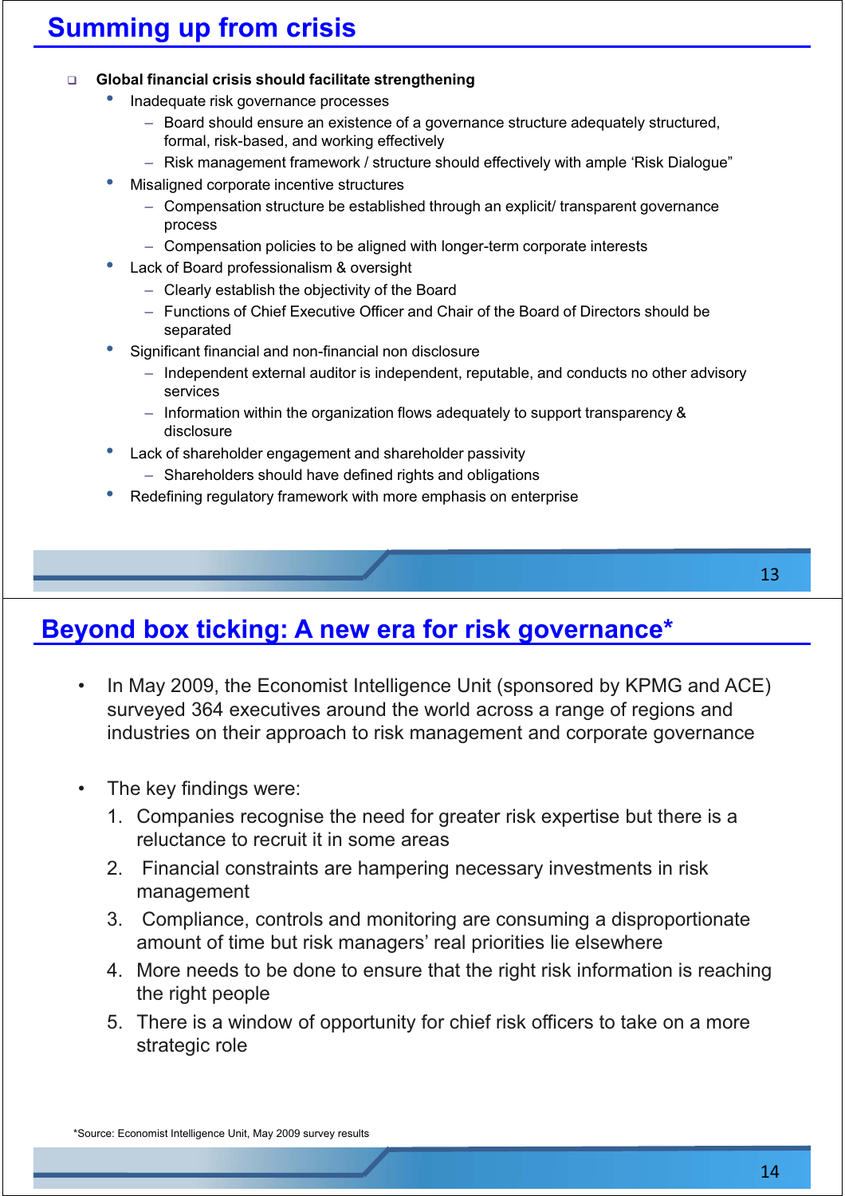## Summing up from crisis

- **Global financial crisis should facilitate strengthening**
  - Inadequate risk governance processes
    - Board should ensure an existence of a governance structure adequately structured, formal, risk-based, and working effectively
    - Risk management framework / structure should effectively with ample 'Risk Dialogue"
  - Misaligned corporate incentive structures
    - Compensation structure be established through an explicit/ transparent governance process
    - Compensation policies to be aligned with longer-term corporate interests
  - Lack of Board professionalism & oversight
    - Clearly establish the objectivity of the Board
    - Functions of Chief Executive Officer and Chair of the Board of Directors should be separated
  - Significant financial and non-financial non disclosure
    - Independent external auditor is independent, reputable, and conducts no other advisory services
    - Information within the organization flows adequately to support transparency & disclosure
  - Lack of shareholder engagement and shareholder passivity
    - Shareholders should have defined rights and obligations
  - Redefining regulatory framework with more emphasis on enterprise

## Beyond box ticking: A new era for risk governance*

- In May 2009, the Economist Intelligence Unit (sponsored by KPMG and ACE) surveyed 364 executives around the world across a range of regions and industries on their approach to risk management and corporate governance

- The key findings were:
  1. Companies recognise the need for greater risk expertise but there is a reluctance to recruit it in some areas
  2. Financial constraints are hampering necessary investments in risk management
  3. Compliance, controls and monitoring are consuming a disproportionate amount of time but risk managers' real priorities lie elsewhere
  4. More needs to be done to ensure that the right risk information is reaching the right people
  5. There is a window of opportunity for chief risk officers to take on a more strategic role

*Source: Economist Intelligence Unit, May 2009 survey results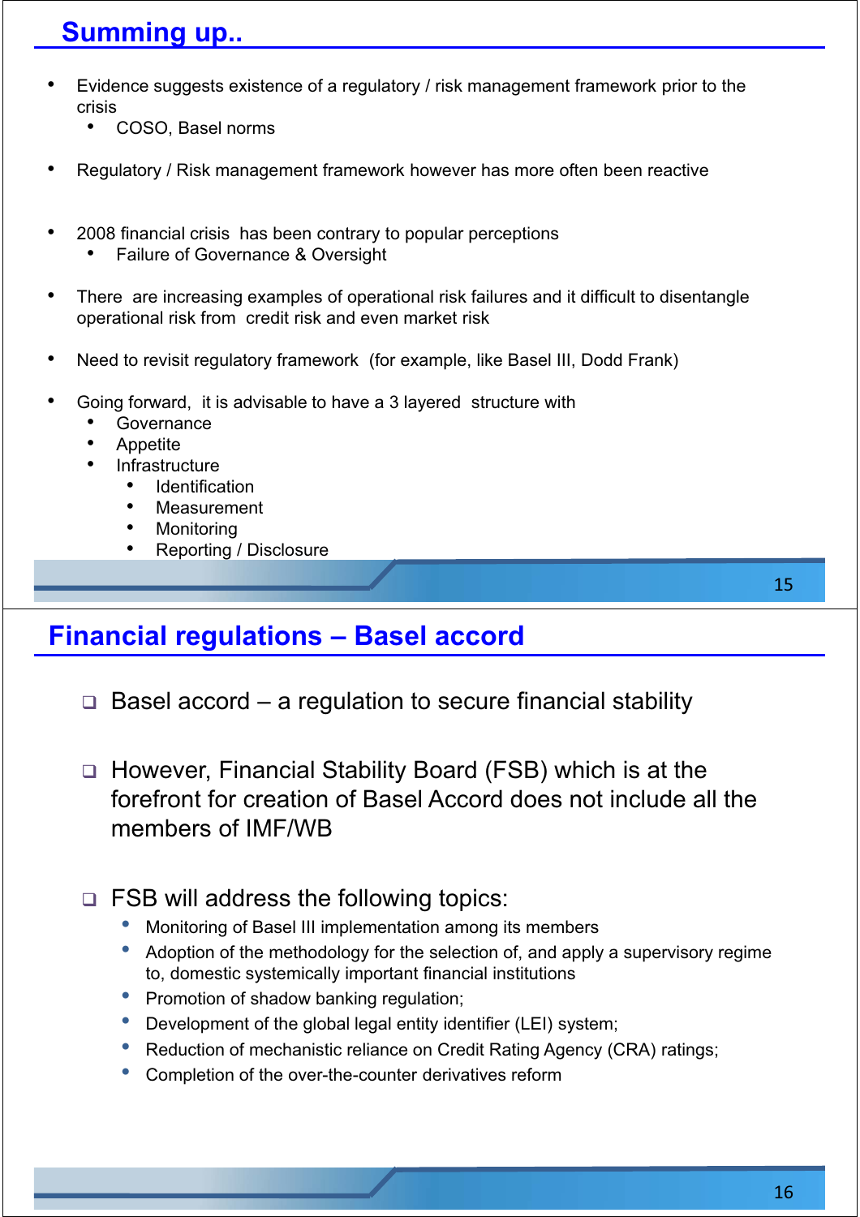## Summing up..

- Evidence suggests existence of a regulatory / risk management framework prior to the crisis
  - COSO, Basel norms
- Regulatory / Risk management framework however has more often been reactive
- 2008 financial crisis has been contrary to popular perceptions
  - Failure of Governance & Oversight
- There are increasing examples of operational risk failures and it difficult to disentangle operational risk from credit risk and even market risk
- Need to revisit regulatory framework (for example, like Basel III, Dodd Frank)
- Going forward, it is advisable to have a 3 layered structure with
  - Governance
  - Appetite
  - Infrastructure
    - Identification
    - Measurement
    - Monitoring
    - Reporting / Disclosure

## Financial regulations – Basel accord

- Basel accord – a regulation to secure financial stability
- However, Financial Stability Board (FSB) which is at the forefront for creation of Basel Accord does not include all the members of IMF/WB
- FSB will address the following topics:
  - Monitoring of Basel III implementation among its members
  - Adoption of the methodology for the selection of, and apply a supervisory regime to, domestic systemically important financial institutions
  - Promotion of shadow banking regulation;
  - Development of the global legal entity identifier (LEI) system;
  - Reduction of mechanistic reliance on Credit Rating Agency (CRA) ratings;
  - Completion of the over-the-counter derivatives reform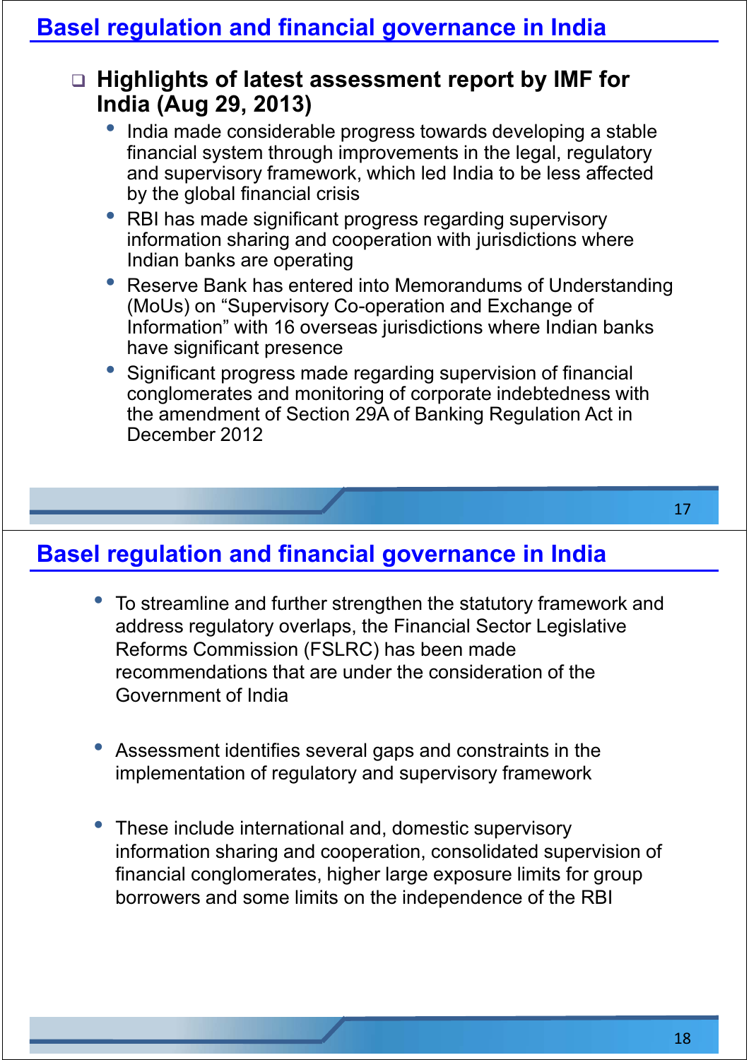## Basel regulation and financial governance in India

- **Highlights of latest assessment report by IMF for India (Aug 29, 2013)**
  - India made considerable progress towards developing a stable financial system through improvements in the legal, regulatory and supervisory framework, which led India to be less affected by the global financial crisis
  - RBI has made significant progress regarding supervisory information sharing and cooperation with jurisdictions where Indian banks are operating
  - Reserve Bank has entered into Memorandums of Understanding (MoUs) on "Supervisory Co-operation and Exchange of Information" with 16 overseas jurisdictions where Indian banks have significant presence
  - Significant progress made regarding supervision of financial conglomerates and monitoring of corporate indebtedness with the amendment of Section 29A of Banking Regulation Act in December 2012

## Basel regulation and financial governance in India

- To streamline and further strengthen the statutory framework and address regulatory overlaps, the Financial Sector Legislative Reforms Commission (FSLRC) has been made recommendations that are under the consideration of the Government of India

- Assessment identifies several gaps and constraints in the implementation of regulatory and supervisory framework

- These include international and, domestic supervisory information sharing and cooperation, consolidated supervision of financial conglomerates, higher large exposure limits for group borrowers and some limits on the independence of the RBI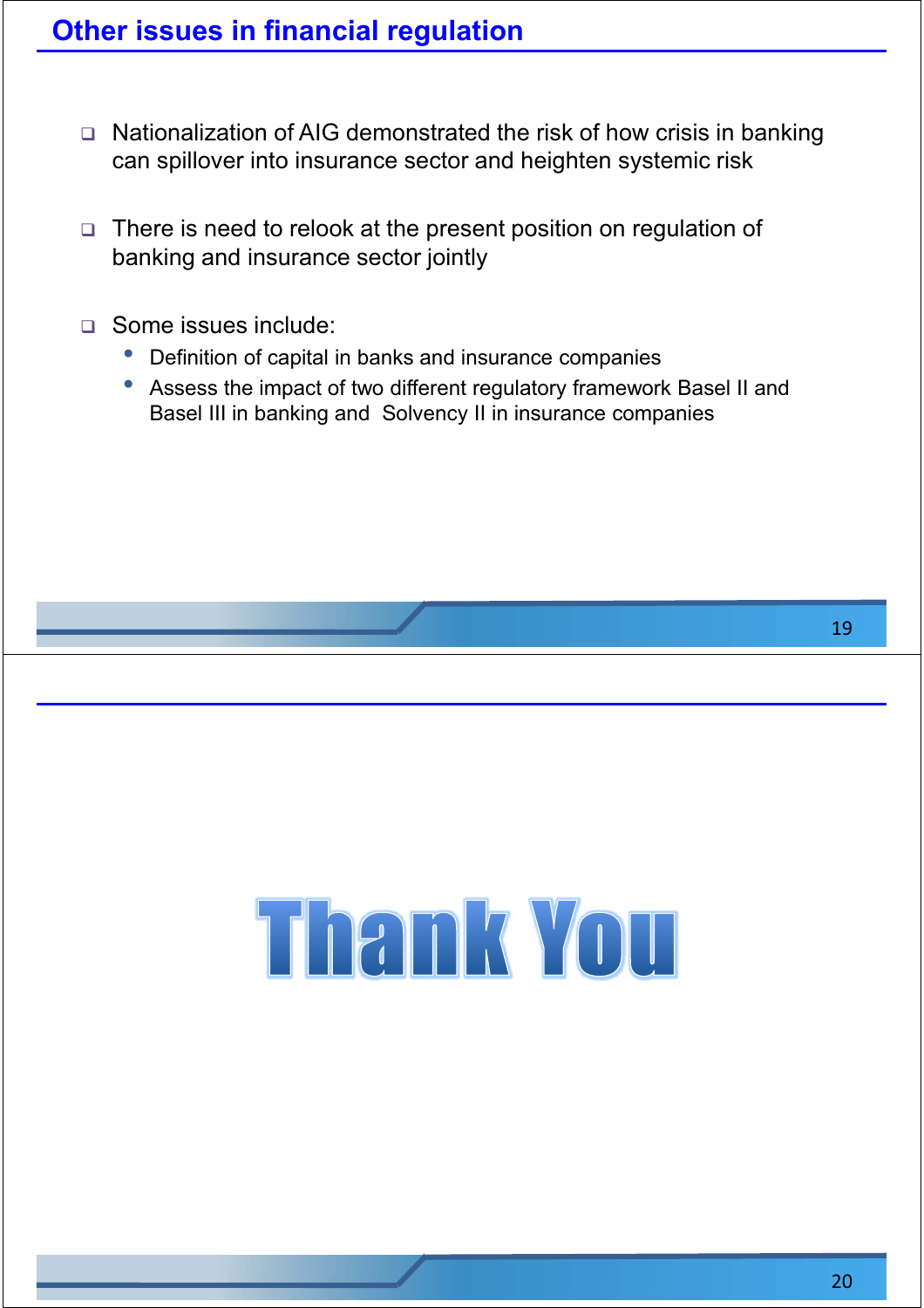## Other issues in financial regulation

- Nationalization of AIG demonstrated the risk of how crisis in banking can spillover into insurance sector and heighten systemic risk
- There is need to relook at the present position on regulation of banking and insurance sector jointly
- Some issues include:
  - Definition of capital in banks and insurance companies
  - Assess the impact of two different regulatory framework Basel II and Basel III in banking and Solvency II in insurance companies

# Thank You